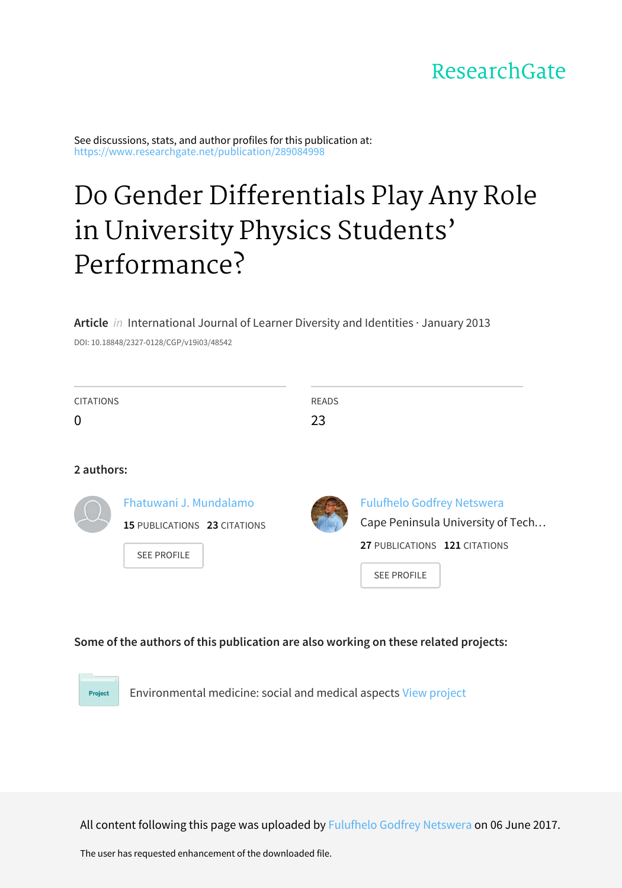ResearchGate

See discussions, stats, and author profiles for this publication at: https://www.researchgate.net/publication/289084998

# Do Gender Differentials Play Any Role in University Physics Students' Performance?

**Article** *in* International Journal of Learner Diversity and Identities · January 2013

DOI: 10.18848/2327-0128/CGP/v19i03/48542

| CITATIONS | READS |
|---|---|
| 0 | 23 |

**2 authors:**

Fhatuwani J. Mundalamo
**15** PUBLICATIONS **23** CITATIONS
SEE PROFILE

Fulufhelo Godfrey Netswera
Cape Peninsula University of Tech...
**27** PUBLICATIONS **121** CITATIONS
SEE PROFILE

**Some of the authors of this publication are also working on these related projects:**

Project: Environmental medicine: social and medical aspects View project

All content following this page was uploaded by Fulufhelo Godfrey Netswera on 06 June 2017.

The user has requested enhancement of the downloaded file.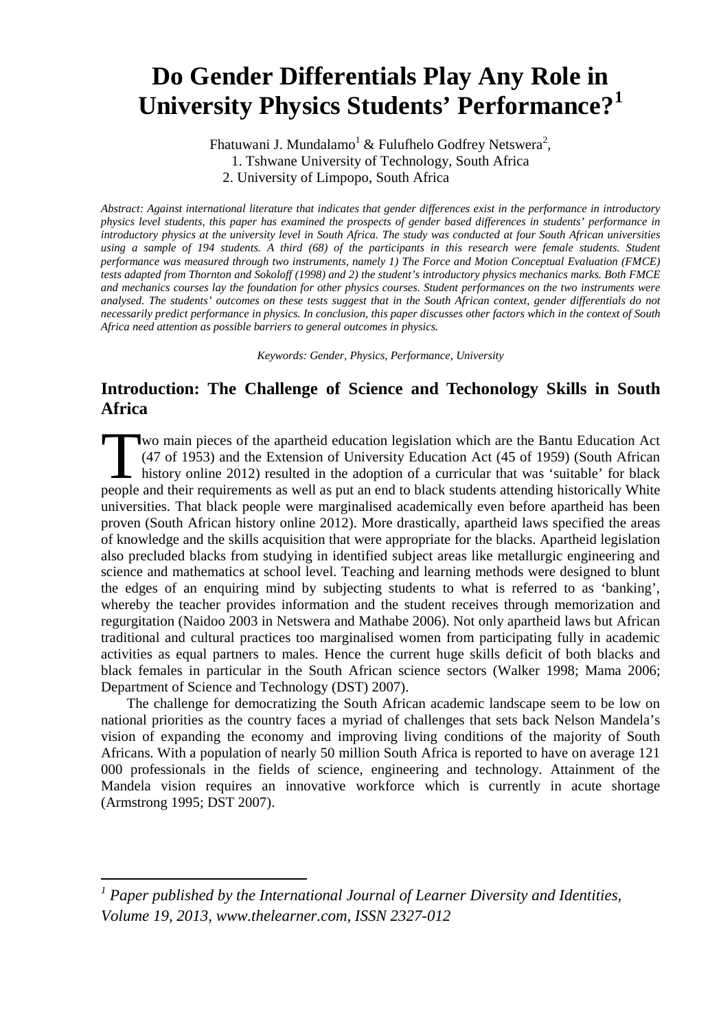# Do Gender Differentials Play Any Role in University Physics Students' Performance?[1]

Fhatuwani J. Mundalamo[1] & Fulufhelo Godfrey Netswera[2],
1. Tshwane University of Technology, South Africa
2. University of Limpopo, South Africa

*Abstract: Against international literature that indicates that gender differences exist in the performance in introductory physics level students, this paper has examined the prospects of gender based differences in students' performance in introductory physics at the university level in South Africa. The study was conducted at four South African universities using a sample of 194 students. A third (68) of the participants in this research were female students. Student performance was measured through two instruments, namely 1) The Force and Motion Conceptual Evaluation (FMCE) tests adapted from Thornton and Sokoloff (1998) and 2) the student's introductory physics mechanics marks. Both FMCE and mechanics courses lay the foundation for other physics courses. Student performances on the two instruments were analysed. The students' outcomes on these tests suggest that in the South African context, gender differentials do not necessarily predict performance in physics. In conclusion, this paper discusses other factors which in the context of South Africa need attention as possible barriers to general outcomes in physics.*

*Keywords: Gender, Physics, Performance, University*

## Introduction: The Challenge of Science and Techonology Skills in South Africa

Two main pieces of the apartheid education legislation which are the Bantu Education Act (47 of 1953) and the Extension of University Education Act (45 of 1959) (South African history online 2012) resulted in the adoption of a curricular that was 'suitable' for black people and their requirements as well as put an end to black students attending historically White universities. That black people were marginalised academically even before apartheid has been proven (South African history online 2012). More drastically, apartheid laws specified the areas of knowledge and the skills acquisition that were appropriate for the blacks. Apartheid legislation also precluded blacks from studying in identified subject areas like metallurgic engineering and science and mathematics at school level. Teaching and learning methods were designed to blunt the edges of an enquiring mind by subjecting students to what is referred to as 'banking', whereby the teacher provides information and the student receives through memorization and regurgitation (Naidoo 2003 in Netswera and Mathabe 2006). Not only apartheid laws but African traditional and cultural practices too marginalised women from participating fully in academic activities as equal partners to males. Hence the current huge skills deficit of both blacks and black females in particular in the South African science sectors (Walker 1998; Mama 2006; Department of Science and Technology (DST) 2007).

The challenge for democratizing the South African academic landscape seem to be low on national priorities as the country faces a myriad of challenges that sets back Nelson Mandela's vision of expanding the economy and improving living conditions of the majority of South Africans. With a population of nearly 50 million South Africa is reported to have on average 121 000 professionals in the fields of science, engineering and technology. Attainment of the Mandela vision requires an innovative workforce which is currently in acute shortage (Armstrong 1995; DST 2007).

---

[1] *Paper published by the International Journal of Learner Diversity and Identities, Volume 19, 2013, www.thelearner.com, ISSN 2327-012*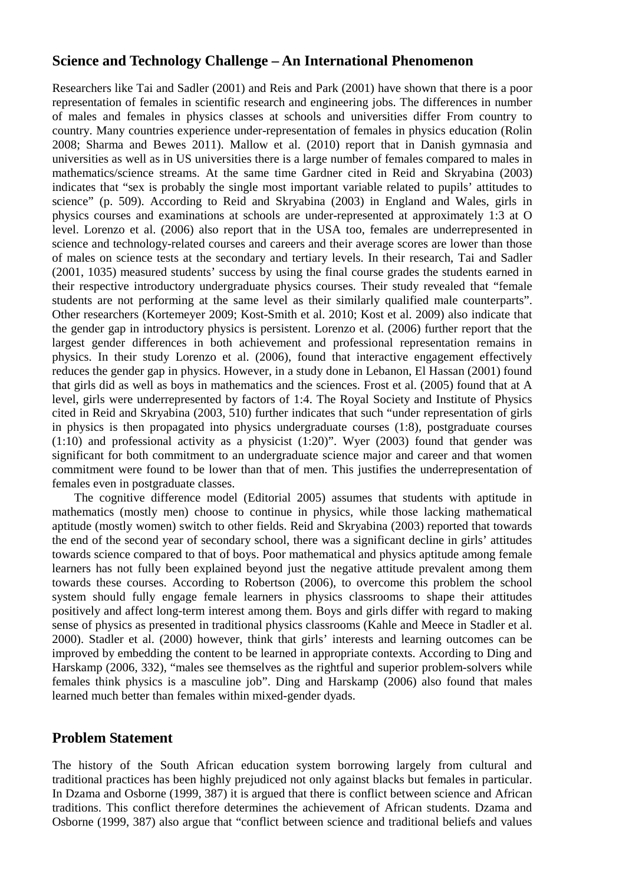## Science and Technology Challenge – An International Phenomenon

Researchers like Tai and Sadler (2001) and Reis and Park (2001) have shown that there is a poor representation of females in scientific research and engineering jobs. The differences in number of males and females in physics classes at schools and universities differ From country to country. Many countries experience under-representation of females in physics education (Rolin 2008; Sharma and Bewes 2011). Mallow et al. (2010) report that in Danish gymnasia and universities as well as in US universities there is a large number of females compared to males in mathematics/science streams. At the same time Gardner cited in Reid and Skryabina (2003) indicates that "sex is probably the single most important variable related to pupils' attitudes to science" (p. 509). According to Reid and Skryabina (2003) in England and Wales, girls in physics courses and examinations at schools are under-represented at approximately 1:3 at O level. Lorenzo et al. (2006) also report that in the USA too, females are underrepresented in science and technology-related courses and careers and their average scores are lower than those of males on science tests at the secondary and tertiary levels. In their research, Tai and Sadler (2001, 1035) measured students' success by using the final course grades the students earned in their respective introductory undergraduate physics courses. Their study revealed that "female students are not performing at the same level as their similarly qualified male counterparts". Other researchers (Kortemeyer 2009; Kost-Smith et al. 2010; Kost et al. 2009) also indicate that the gender gap in introductory physics is persistent. Lorenzo et al. (2006) further report that the largest gender differences in both achievement and professional representation remains in physics. In their study Lorenzo et al. (2006), found that interactive engagement effectively reduces the gender gap in physics. However, in a study done in Lebanon, El Hassan (2001) found that girls did as well as boys in mathematics and the sciences. Frost et al. (2005) found that at A level, girls were underrepresented by factors of 1:4. The Royal Society and Institute of Physics cited in Reid and Skryabina (2003, 510) further indicates that such "under representation of girls in physics is then propagated into physics undergraduate courses (1:8), postgraduate courses (1:10) and professional activity as a physicist (1:20)". Wyer (2003) found that gender was significant for both commitment to an undergraduate science major and career and that women commitment were found to be lower than that of men. This justifies the underrepresentation of females even in postgraduate classes.

The cognitive difference model (Editorial 2005) assumes that students with aptitude in mathematics (mostly men) choose to continue in physics, while those lacking mathematical aptitude (mostly women) switch to other fields. Reid and Skryabina (2003) reported that towards the end of the second year of secondary school, there was a significant decline in girls' attitudes towards science compared to that of boys. Poor mathematical and physics aptitude among female learners has not fully been explained beyond just the negative attitude prevalent among them towards these courses. According to Robertson (2006), to overcome this problem the school system should fully engage female learners in physics classrooms to shape their attitudes positively and affect long-term interest among them. Boys and girls differ with regard to making sense of physics as presented in traditional physics classrooms (Kahle and Meece in Stadler et al. 2000). Stadler et al. (2000) however, think that girls' interests and learning outcomes can be improved by embedding the content to be learned in appropriate contexts. According to Ding and Harskamp (2006, 332), "males see themselves as the rightful and superior problem-solvers while females think physics is a masculine job". Ding and Harskamp (2006) also found that males learned much better than females within mixed-gender dyads.

## Problem Statement

The history of the South African education system borrowing largely from cultural and traditional practices has been highly prejudiced not only against blacks but females in particular. In Dzama and Osborne (1999, 387) it is argued that there is conflict between science and African traditions. This conflict therefore determines the achievement of African students. Dzama and Osborne (1999, 387) also argue that "conflict between science and traditional beliefs and values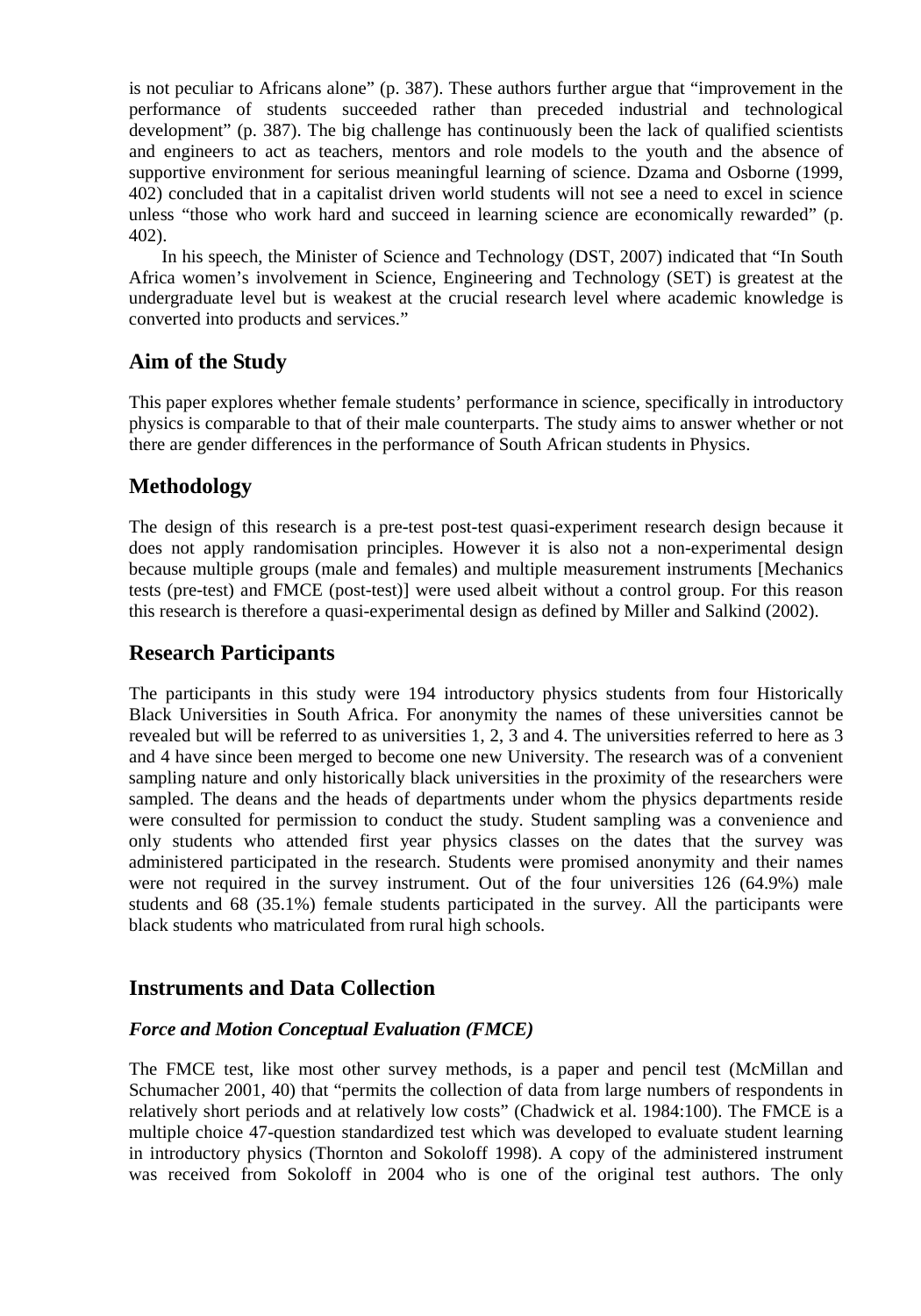is not peculiar to Africans alone" (p. 387). These authors further argue that "improvement in the performance of students succeeded rather than preceded industrial and technological development" (p. 387). The big challenge has continuously been the lack of qualified scientists and engineers to act as teachers, mentors and role models to the youth and the absence of supportive environment for serious meaningful learning of science. Dzama and Osborne (1999, 402) concluded that in a capitalist driven world students will not see a need to excel in science unless "those who work hard and succeed in learning science are economically rewarded" (p. 402).

In his speech, the Minister of Science and Technology (DST, 2007) indicated that "In South Africa women's involvement in Science, Engineering and Technology (SET) is greatest at the undergraduate level but is weakest at the crucial research level where academic knowledge is converted into products and services."

## Aim of the Study

This paper explores whether female students' performance in science, specifically in introductory physics is comparable to that of their male counterparts. The study aims to answer whether or not there are gender differences in the performance of South African students in Physics.

## Methodology

The design of this research is a pre-test post-test quasi-experiment research design because it does not apply randomisation principles. However it is also not a non-experimental design because multiple groups (male and females) and multiple measurement instruments [Mechanics tests (pre-test) and FMCE (post-test)] were used albeit without a control group. For this reason this research is therefore a quasi-experimental design as defined by Miller and Salkind (2002).

## Research Participants

The participants in this study were 194 introductory physics students from four Historically Black Universities in South Africa. For anonymity the names of these universities cannot be revealed but will be referred to as universities 1, 2, 3 and 4. The universities referred to here as 3 and 4 have since been merged to become one new University. The research was of a convenient sampling nature and only historically black universities in the proximity of the researchers were sampled. The deans and the heads of departments under whom the physics departments reside were consulted for permission to conduct the study. Student sampling was a convenience and only students who attended first year physics classes on the dates that the survey was administered participated in the research. Students were promised anonymity and their names were not required in the survey instrument. Out of the four universities 126 (64.9%) male students and 68 (35.1%) female students participated in the survey. All the participants were black students who matriculated from rural high schools.

## Instruments and Data Collection

### *Force and Motion Conceptual Evaluation (FMCE)*

The FMCE test, like most other survey methods, is a paper and pencil test (McMillan and Schumacher 2001, 40) that "permits the collection of data from large numbers of respondents in relatively short periods and at relatively low costs" (Chadwick et al. 1984:100). The FMCE is a multiple choice 47-question standardized test which was developed to evaluate student learning in introductory physics (Thornton and Sokoloff 1998). A copy of the administered instrument was received from Sokoloff in 2004 who is one of the original test authors. The only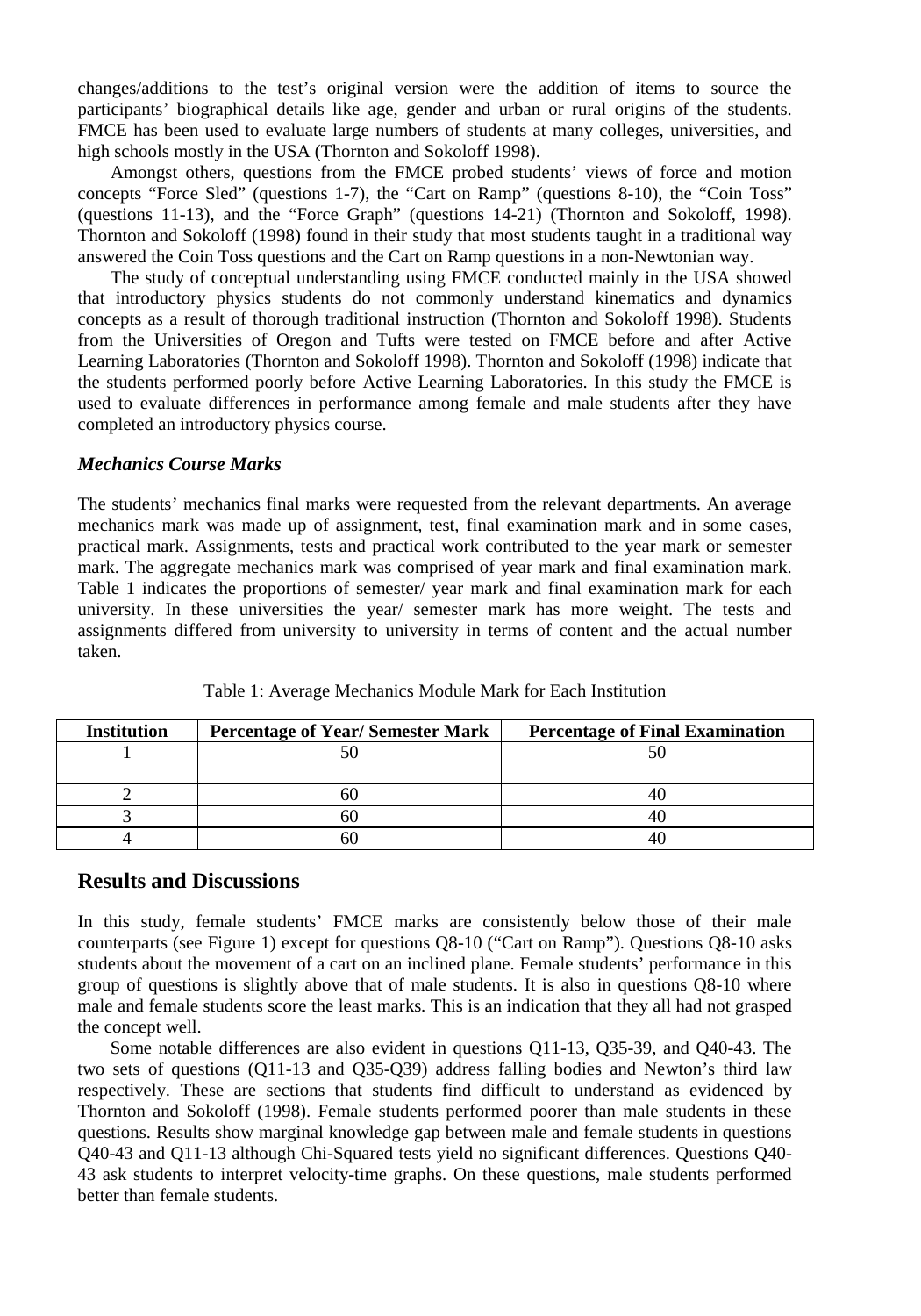changes/additions to the test's original version were the addition of items to source the participants' biographical details like age, gender and urban or rural origins of the students. FMCE has been used to evaluate large numbers of students at many colleges, universities, and high schools mostly in the USA (Thornton and Sokoloff 1998).

Amongst others, questions from the FMCE probed students' views of force and motion concepts "Force Sled" (questions 1-7), the "Cart on Ramp" (questions 8-10), the "Coin Toss" (questions 11-13), and the "Force Graph" (questions 14-21) (Thornton and Sokoloff, 1998). Thornton and Sokoloff (1998) found in their study that most students taught in a traditional way answered the Coin Toss questions and the Cart on Ramp questions in a non-Newtonian way.

The study of conceptual understanding using FMCE conducted mainly in the USA showed that introductory physics students do not commonly understand kinematics and dynamics concepts as a result of thorough traditional instruction (Thornton and Sokoloff 1998). Students from the Universities of Oregon and Tufts were tested on FMCE before and after Active Learning Laboratories (Thornton and Sokoloff 1998). Thornton and Sokoloff (1998) indicate that the students performed poorly before Active Learning Laboratories. In this study the FMCE is used to evaluate differences in performance among female and male students after they have completed an introductory physics course.

### *Mechanics Course Marks*

The students' mechanics final marks were requested from the relevant departments. An average mechanics mark was made up of assignment, test, final examination mark and in some cases, practical mark. Assignments, tests and practical work contributed to the year mark or semester mark. The aggregate mechanics mark was comprised of year mark and final examination mark. Table 1 indicates the proportions of semester/ year mark and final examination mark for each university. In these universities the year/ semester mark has more weight. The tests and assignments differed from university to university in terms of content and the actual number taken.

Table 1: Average Mechanics Module Mark for Each Institution

| Institution | Percentage of Year/ Semester Mark | Percentage of Final Examination |
|---|---|---|
| 1 | 50 | 50 |
| 2 | 60 | 40 |
| 3 | 60 | 40 |
| 4 | 60 | 40 |

## Results and Discussions

In this study, female students' FMCE marks are consistently below those of their male counterparts (see Figure 1) except for questions Q8-10 ("Cart on Ramp"). Questions Q8-10 asks students about the movement of a cart on an inclined plane. Female students' performance in this group of questions is slightly above that of male students. It is also in questions Q8-10 where male and female students score the least marks. This is an indication that they all had not grasped the concept well.

Some notable differences are also evident in questions Q11-13, Q35-39, and Q40-43. The two sets of questions (Q11-13 and Q35-Q39) address falling bodies and Newton's third law respectively. These are sections that students find difficult to understand as evidenced by Thornton and Sokoloff (1998). Female students performed poorer than male students in these questions. Results show marginal knowledge gap between male and female students in questions Q40-43 and Q11-13 although Chi-Squared tests yield no significant differences. Questions Q40-43 ask students to interpret velocity-time graphs. On these questions, male students performed better than female students.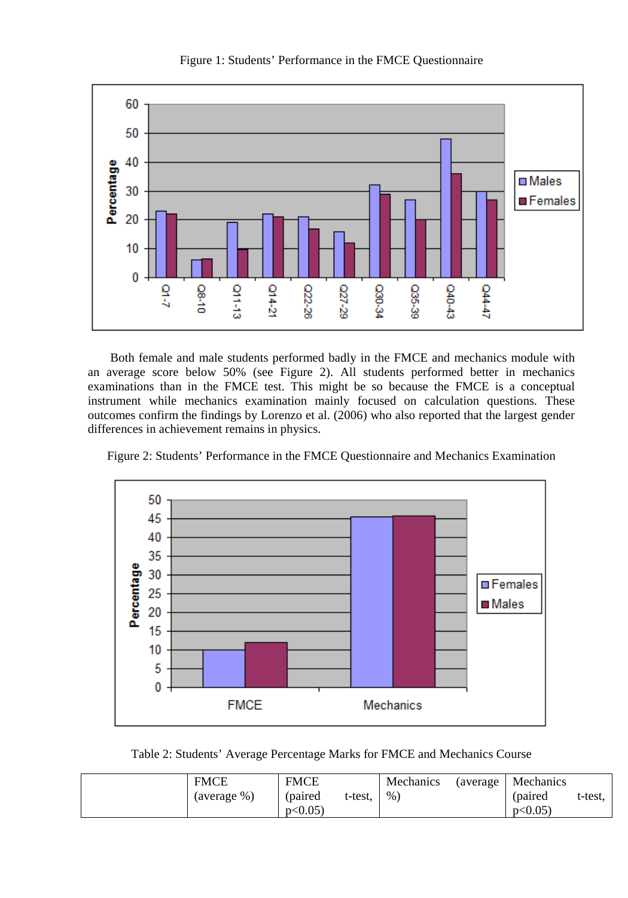Figure 1: Students' Performance in the FMCE Questionnaire

Both female and male students performed badly in the FMCE and mechanics module with an average score below 50% (see Figure 2). All students performed better in mechanics examinations than in the FMCE test. This might be so because the FMCE is a conceptual instrument while mechanics examination mainly focused on calculation questions. These outcomes confirm the findings by Lorenzo et al. (2006) who also reported that the largest gender differences in achievement remains in physics.

Figure 2: Students' Performance in the FMCE Questionnaire and Mechanics Examination

Table 2: Students' Average Percentage Marks for FMCE and Mechanics Course

| | FMCE (average %) | FMCE (paired t-test, $p<0.05$) | Mechanics (average %) | Mechanics (paired t-test, $p<0.05$) |
|---|---|---|---|---|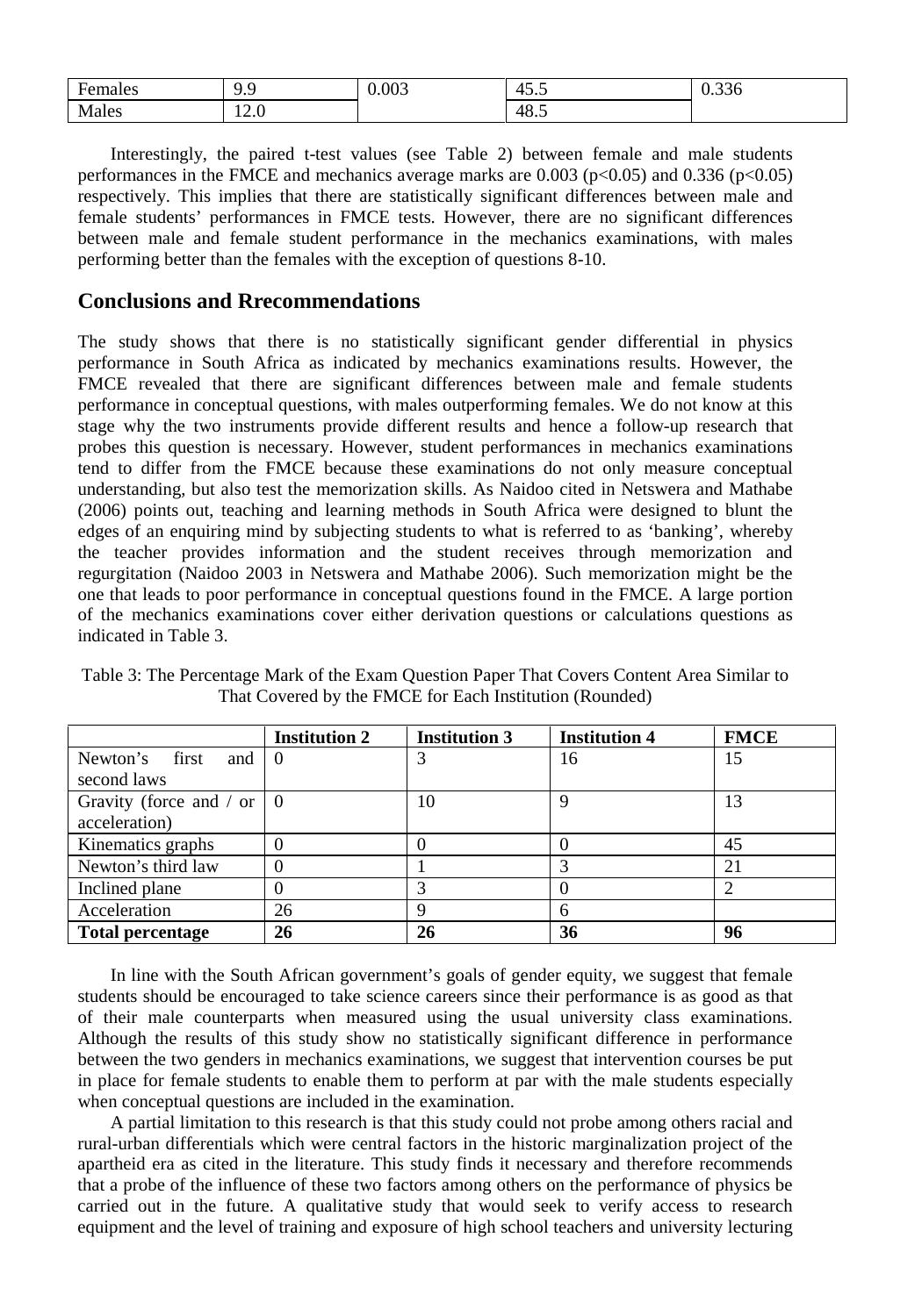| Females | 9.9 | 0.003 | 45.5 | 0.336 |
|---|---|---|---|---|
| Males | 12.0 | | 48.5 | |

Interestingly, the paired t-test values (see Table 2) between female and male students performances in the FMCE and mechanics average marks are 0.003 ($p<0.05$) and 0.336 ($p<0.05$) respectively. This implies that there are statistically significant differences between male and female students' performances in FMCE tests. However, there are no significant differences between male and female student performance in the mechanics examinations, with males performing better than the females with the exception of questions 8-10.

## Conclusions and Rrecommendations

The study shows that there is no statistically significant gender differential in physics performance in South Africa as indicated by mechanics examinations results. However, the FMCE revealed that there are significant differences between male and female students performance in conceptual questions, with males outperforming females. We do not know at this stage why the two instruments provide different results and hence a follow-up research that probes this question is necessary. However, student performances in mechanics examinations tend to differ from the FMCE because these examinations do not only measure conceptual understanding, but also test the memorization skills. As Naidoo cited in Netswera and Mathabe (2006) points out, teaching and learning methods in South Africa were designed to blunt the edges of an enquiring mind by subjecting students to what is referred to as 'banking', whereby the teacher provides information and the student receives through memorization and regurgitation (Naidoo 2003 in Netswera and Mathabe 2006). Such memorization might be the one that leads to poor performance in conceptual questions found in the FMCE. A large portion of the mechanics examinations cover either derivation questions or calculations questions as indicated in Table 3.

Table 3: The Percentage Mark of the Exam Question Paper That Covers Content Area Similar to That Covered by the FMCE for Each Institution (Rounded)

| | **Institution 2** | **Institution 3** | **Institution 4** | **FMCE** |
|---|---|---|---|---|
| Newton's first and second laws | 0 | 3 | 16 | 15 |
| Gravity (force and / or acceleration) | 0 | 10 | 9 | 13 |
| Kinematics graphs | 0 | 0 | 0 | 45 |
| Newton's third law | 0 | 1 | 3 | 21 |
| Inclined plane | 0 | 3 | 0 | 2 |
| Acceleration | 26 | 9 | 6 | |
| **Total percentage** | **26** | **26** | **36** | **96** |

In line with the South African government's goals of gender equity, we suggest that female students should be encouraged to take science careers since their performance is as good as that of their male counterparts when measured using the usual university class examinations. Although the results of this study show no statistically significant difference in performance between the two genders in mechanics examinations, we suggest that intervention courses be put in place for female students to enable them to perform at par with the male students especially when conceptual questions are included in the examination.

A partial limitation to this research is that this study could not probe among others racial and rural-urban differentials which were central factors in the historic marginalization project of the apartheid era as cited in the literature. This study finds it necessary and therefore recommends that a probe of the influence of these two factors among others on the performance of physics be carried out in the future. A qualitative study that would seek to verify access to research equipment and the level of training and exposure of high school teachers and university lecturing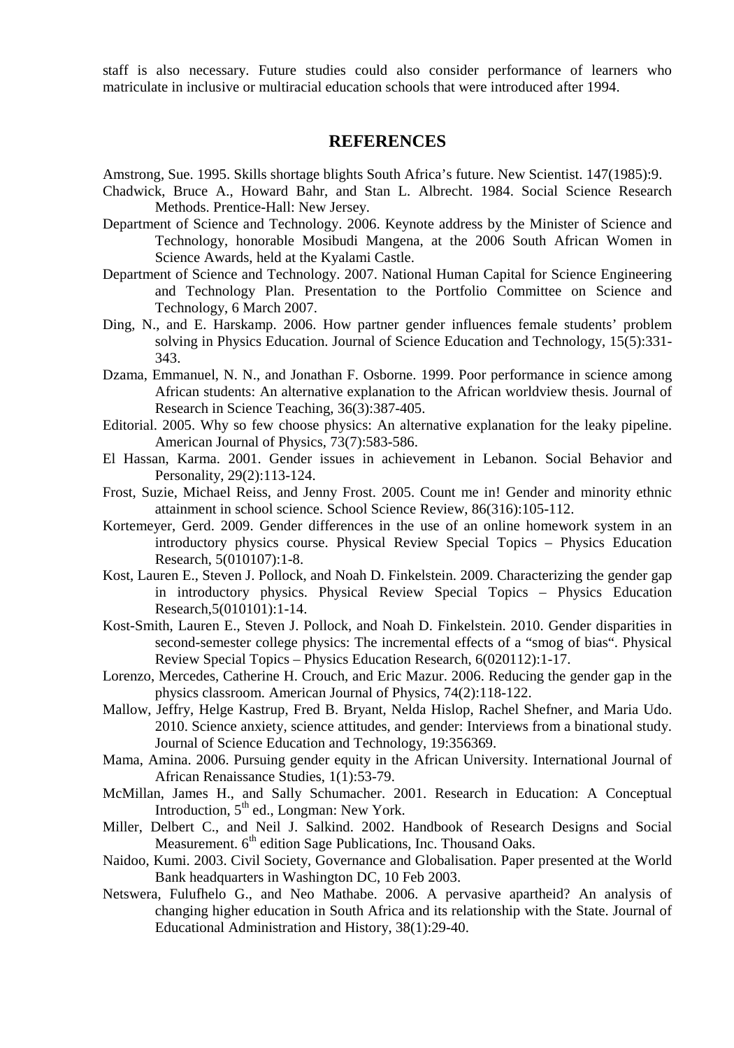staff is also necessary. Future studies could also consider performance of learners who matriculate in inclusive or multiracial education schools that were introduced after 1994.

## REFERENCES

Amstrong, Sue. 1995. Skills shortage blights South Africa's future. New Scientist. 147(1985):9.

Chadwick, Bruce A., Howard Bahr, and Stan L. Albrecht. 1984. Social Science Research Methods. Prentice-Hall: New Jersey.

Department of Science and Technology. 2006. Keynote address by the Minister of Science and Technology, honorable Mosibudi Mangena, at the 2006 South African Women in Science Awards, held at the Kyalami Castle.

Department of Science and Technology. 2007. National Human Capital for Science Engineering and Technology Plan. Presentation to the Portfolio Committee on Science and Technology, 6 March 2007.

Ding, N., and E. Harskamp. 2006. How partner gender influences female students' problem solving in Physics Education. Journal of Science Education and Technology, 15(5):331-343.

Dzama, Emmanuel, N. N., and Jonathan F. Osborne. 1999. Poor performance in science among African students: An alternative explanation to the African worldview thesis. Journal of Research in Science Teaching, 36(3):387-405.

Editorial. 2005. Why so few choose physics: An alternative explanation for the leaky pipeline. American Journal of Physics, 73(7):583-586.

El Hassan, Karma. 2001. Gender issues in achievement in Lebanon. Social Behavior and Personality, 29(2):113-124.

Frost, Suzie, Michael Reiss, and Jenny Frost. 2005. Count me in! Gender and minority ethnic attainment in school science. School Science Review, 86(316):105-112.

Kortemeyer, Gerd. 2009. Gender differences in the use of an online homework system in an introductory physics course. Physical Review Special Topics – Physics Education Research, 5(010107):1-8.

Kost, Lauren E., Steven J. Pollock, and Noah D. Finkelstein. 2009. Characterizing the gender gap in introductory physics. Physical Review Special Topics – Physics Education Research,5(010101):1-14.

Kost-Smith, Lauren E., Steven J. Pollock, and Noah D. Finkelstein. 2010. Gender disparities in second-semester college physics: The incremental effects of a "smog of bias". Physical Review Special Topics – Physics Education Research, 6(020112):1-17.

Lorenzo, Mercedes, Catherine H. Crouch, and Eric Mazur. 2006. Reducing the gender gap in the physics classroom. American Journal of Physics, 74(2):118-122.

Mallow, Jeffry, Helge Kastrup, Fred B. Bryant, Nelda Hislop, Rachel Shefner, and Maria Udo. 2010. Science anxiety, science attitudes, and gender: Interviews from a binational study. Journal of Science Education and Technology, 19:356369.

Mama, Amina. 2006. Pursuing gender equity in the African University. International Journal of African Renaissance Studies, 1(1):53-79.

McMillan, James H., and Sally Schumacher. 2001. Research in Education: A Conceptual Introduction, 5th ed., Longman: New York.

Miller, Delbert C., and Neil J. Salkind. 2002. Handbook of Research Designs and Social Measurement. 6th edition Sage Publications, Inc. Thousand Oaks.

Naidoo, Kumi. 2003. Civil Society, Governance and Globalisation. Paper presented at the World Bank headquarters in Washington DC, 10 Feb 2003.

Netswera, Fulufhelo G., and Neo Mathabe. 2006. A pervasive apartheid? An analysis of changing higher education in South Africa and its relationship with the State. Journal of Educational Administration and History, 38(1):29-40.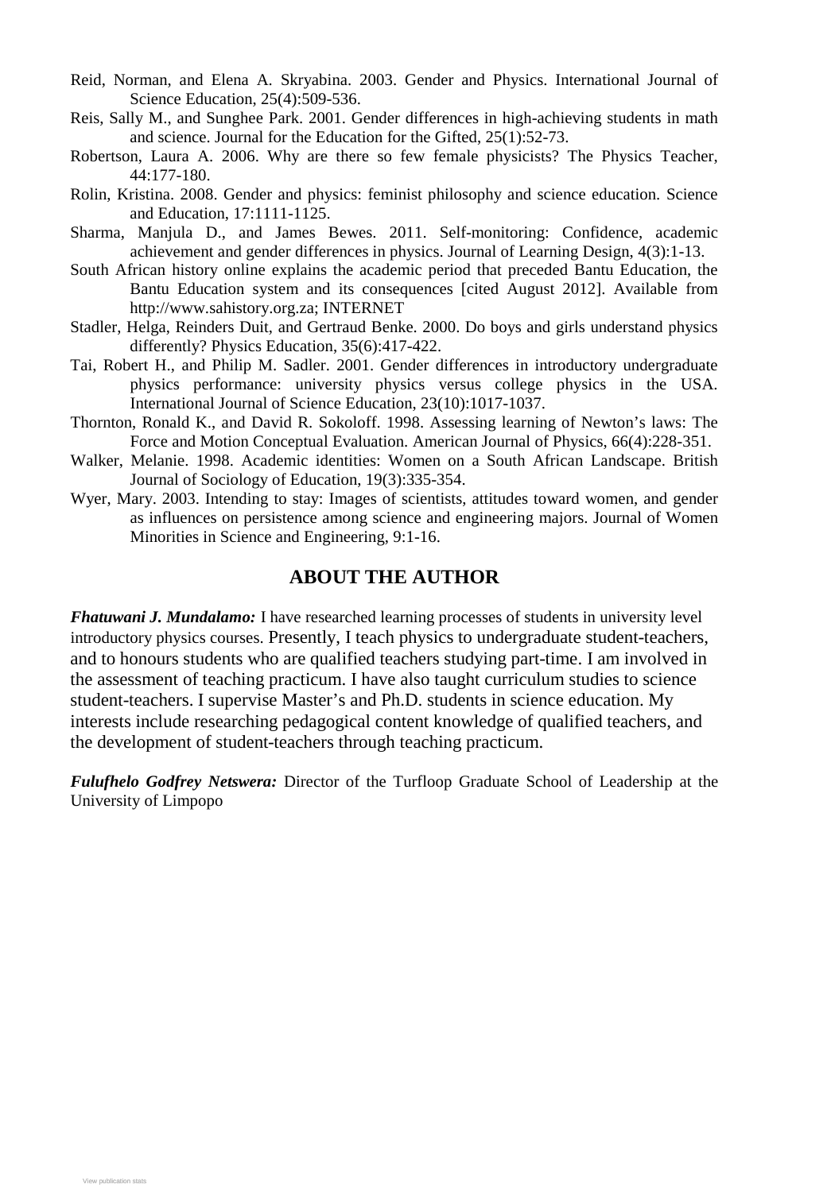Reid, Norman, and Elena A. Skryabina. 2003. Gender and Physics. International Journal of Science Education, 25(4):509-536.

Reis, Sally M., and Sunghee Park. 2001. Gender differences in high-achieving students in math and science. Journal for the Education for the Gifted, 25(1):52-73.

Robertson, Laura A. 2006. Why are there so few female physicists? The Physics Teacher, 44:177-180.

Rolin, Kristina. 2008. Gender and physics: feminist philosophy and science education. Science and Education, 17:1111-1125.

Sharma, Manjula D., and James Bewes. 2011. Self-monitoring: Confidence, academic achievement and gender differences in physics. Journal of Learning Design, 4(3):1-13.

South African history online explains the academic period that preceded Bantu Education, the Bantu Education system and its consequences [cited August 2012]. Available from http://www.sahistory.org.za; INTERNET

Stadler, Helga, Reinders Duit, and Gertraud Benke. 2000. Do boys and girls understand physics differently? Physics Education, 35(6):417-422.

Tai, Robert H., and Philip M. Sadler. 2001. Gender differences in introductory undergraduate physics performance: university physics versus college physics in the USA. International Journal of Science Education, 23(10):1017-1037.

Thornton, Ronald K., and David R. Sokoloff. 1998. Assessing learning of Newton's laws: The Force and Motion Conceptual Evaluation. American Journal of Physics, 66(4):228-351.

Walker, Melanie. 1998. Academic identities: Women on a South African Landscape. British Journal of Sociology of Education, 19(3):335-354.

Wyer, Mary. 2003. Intending to stay: Images of scientists, attitudes toward women, and gender as influences on persistence among science and engineering majors. Journal of Women Minorities in Science and Engineering, 9:1-16.

## ABOUT THE AUTHOR

***Fhatuwani J. Mundalamo:*** I have researched learning processes of students in university level introductory physics courses. Presently, I teach physics to undergraduate student-teachers, and to honours students who are qualified teachers studying part-time. I am involved in the assessment of teaching practicum. I have also taught curriculum studies to science student-teachers. I supervise Master's and Ph.D. students in science education. My interests include researching pedagogical content knowledge of qualified teachers, and the development of student-teachers through teaching practicum.

***Fulufhelo Godfrey Netswera:*** Director of the Turfloop Graduate School of Leadership at the University of Limpopo